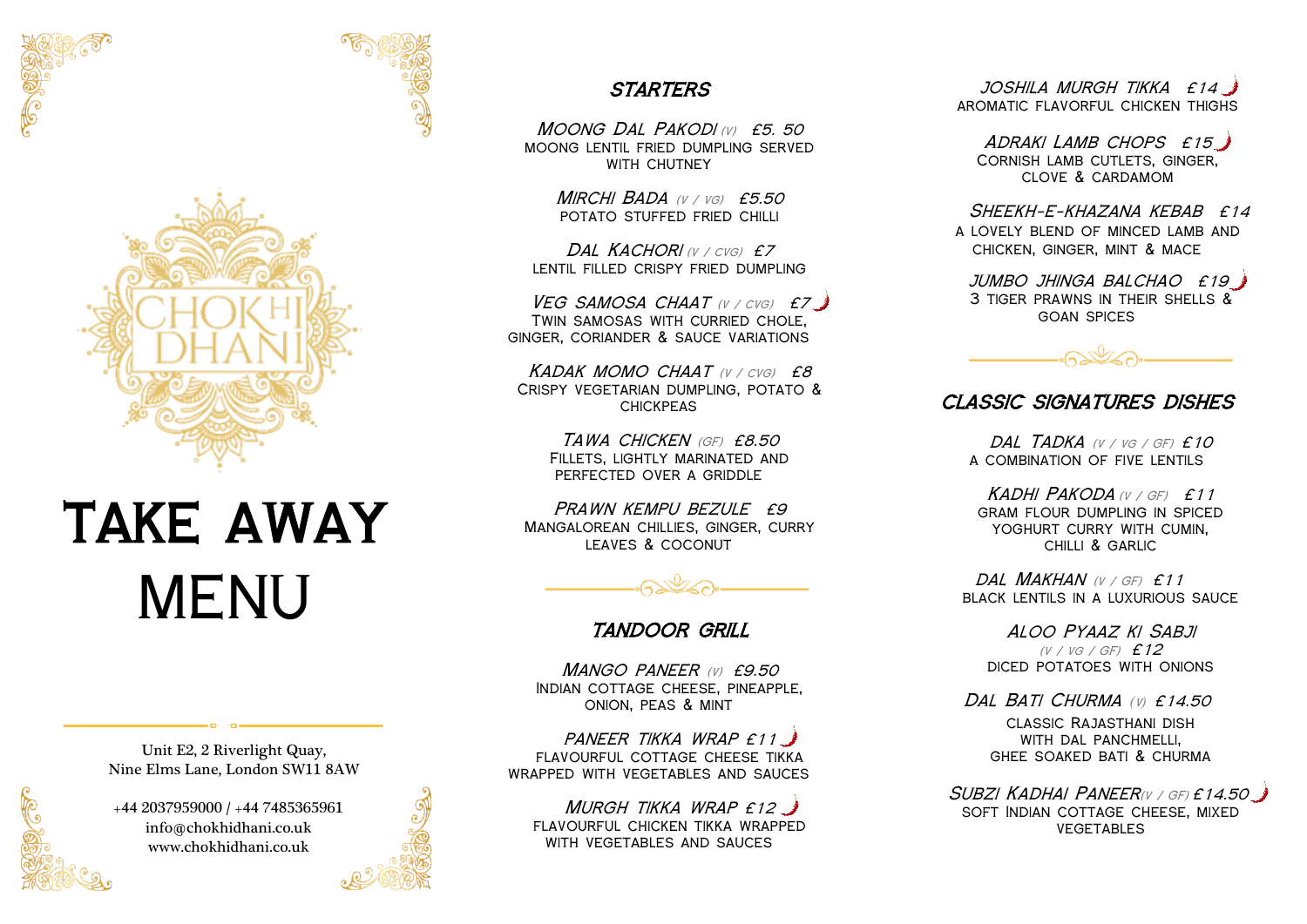# CHOKHI DHANI

# TAKE AWAY MENU

Unit E2, 2 Riverlight Quay,
Nine Elms Lane, London SW11 8AW

+44 2037959000 / +44 7485365961
info@chokhidhani.co.uk
www.chokhidhani.co.uk

## STARTERS

*MOONG DAL PAKODI* (V) £5. 50
MOONG LENTIL FRIED DUMPLING SERVED WITH CHUTNEY

*MIRCHI BADA* (V / VG) £5.50
POTATO STUFFED FRIED CHILLI

*DAL KACHORI* (V / CVG) £7
LENTIL FILLED CRISPY FRIED DUMPLING

*VEG SAMOSA CHAAT* (V / CVG) £7
TWIN SAMOSAS WITH CURRIED CHOLE, GINGER, CORIANDER & SAUCE VARIATIONS

*KADAK MOMO CHAAT* (V / CVG) £8
CRISPY VEGETARIAN DUMPLING, POTATO & CHICKPEAS

*TAWA CHICKEN* (GF) £8.50
FILLETS, LIGHTLY MARINATED AND PERFECTED OVER A GRIDDLE

*PRAWN KEMPU BEZULE* £9
MANGALOREAN CHILLIES, GINGER, CURRY LEAVES & COCONUT

## TANDOOR GRILL

*MANGO PANEER* (V) £9.50
INDIAN COTTAGE CHEESE, PINEAPPLE, ONION, PEAS & MINT

*PANEER TIKKA WRAP* £11
FLAVOURFUL COTTAGE CHEESE TIKKA WRAPPED WITH VEGETABLES AND SAUCES

*MURGH TIKKA WRAP* £12
FLAVOURFUL CHICKEN TIKKA WRAPPED WITH VEGETABLES AND SAUCES

*JOSHILA MURGH TIKKA* £14
AROMATIC FLAVORFUL CHICKEN THIGHS

*ADRAKI LAMB CHOPS* £15
CORNISH LAMB CUTLETS, GINGER, CLOVE & CARDAMOM

*SHEEKH-E-KHAZANA KEBAB* £14
A LOVELY BLEND OF MINCED LAMB AND CHICKEN, GINGER, MINT & MACE

*JUMBO JHINGA BALCHAO* £19
3 TIGER PRAWNS IN THEIR SHELLS & GOAN SPICES

## CLASSIC SIGNATURES DISHES

*DAL TADKA* (V / VG / GF) £10
A COMBINATION OF FIVE LENTILS

*KADHI PAKODA* (V / GF) £11
GRAM FLOUR DUMPLING IN SPICED YOGHURT CURRY WITH CUMIN, CHILLI & GARLIC

*DAL MAKHAN* (V / GF) £11
BLACK LENTILS IN A LUXURIOUS SAUCE

*ALOO PYAAZ KI SABJI* (V / VG / GF) £12
DICED POTATOES WITH ONIONS

*DAL BATI CHURMA* (V) £14.50
CLASSIC RAJASTHANI DISH WITH DAL PANCHMELLI, GHEE SOAKED BATI & CHURMA

*SUBZI KADHAI PANEER* (V / GF) £14.50
SOFT INDIAN COTTAGE CHEESE, MIXED VEGETABLES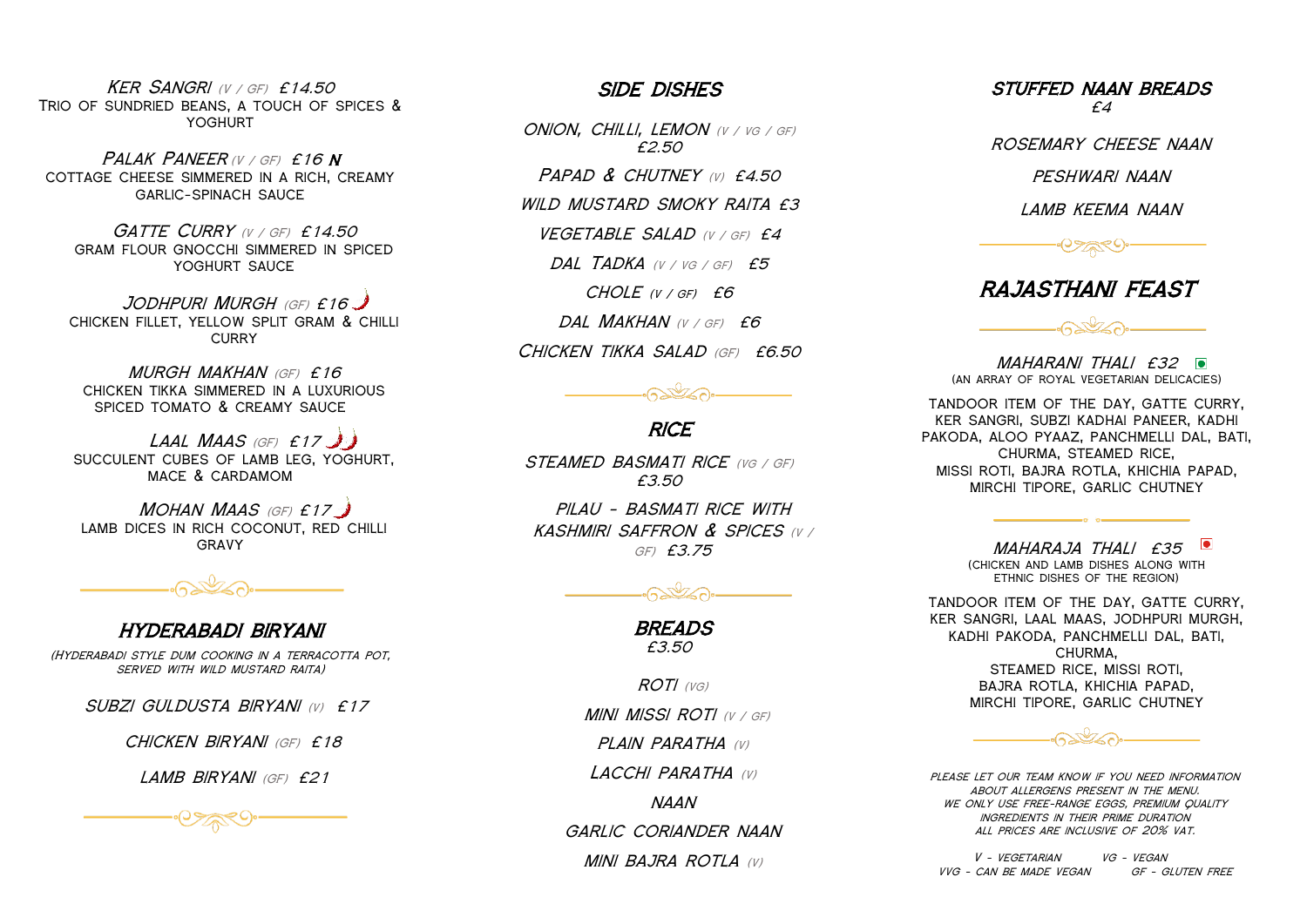**Ker Sangri** *(V / GF)* £14.50
Trio of sundried beans, a touch of spices & yoghurt

**Palak Paneer** *(V / GF)* £16 **N**
Cottage cheese simmered in a rich, creamy garlic-spinach sauce

**Gatte Curry** *(V / GF)* £14.50
Gram flour gnocchi simmered in spiced yoghurt sauce

**Jodhpuri Murgh** *(GF)* £16
Chicken fillet, yellow split gram & chilli curry

**Murgh Makhan** *(GF)* £16
Chicken tikka simmered in a luxurious spiced tomato & creamy sauce

**Laal Maas** *(GF)* £17
Succulent cubes of lamb leg, yoghurt, mace & cardamom

**Mohan Maas** *(GF)* £17
Lamb dices in rich coconut, red chilli gravy

## Hyderabadi Biryani

*(Hyderabadi style dum cooking in a terracotta pot, served with wild mustard raita)*

Subzi Guldusta Biryani *(V)* £17

Chicken Biryani *(GF)* £18

Lamb Biryani *(GF)* £21

## Side Dishes

Onion, Chilli, Lemon *(V / VG / GF)* £2.50

Papad & Chutney *(V)* £4.50

Wild Mustard Smoky Raita £3

Vegetable Salad *(V / GF)* £4

Dal Tadka *(V / VG / GF)* £5

Chole *(V / GF)* £6

Dal Makhan *(V / GF)* £6

Chicken Tikka Salad *(GF)* £6.50

## Rice

Steamed Basmati Rice *(VG / GF)* £3.50

Pilau - Basmati rice with Kashmiri saffron & spices *(V / GF)* £3.75

## Breads
£3.50

Roti *(VG)*

Mini Missi Roti *(V / GF)*

Plain Paratha *(V)*

Lacchi Paratha *(V)*

Naan

Garlic Coriander Naan

Mini Bajra Rotla *(V)*

## Stuffed Naan Breads
£4

Rosemary Cheese Naan

Peshwari Naan

Lamb Keema Naan

## Rajasthani Feast

**Maharani Thali** £32
(An array of royal vegetarian delicacies)

Tandoor item of the day, Gatte Curry, Ker Sangri, Subzi Kadhai Paneer, Kadhi Pakoda, Aloo Pyaaz, Panchmelli Dal, Bati, Churma, Steamed Rice, Missi Roti, Bajra Rotla, Khichia Papad, Mirchi Tipore, Garlic Chutney

**Maharaja Thali** £35
(Chicken and lamb dishes along with ethnic dishes of the region)

Tandoor item of the day, Gatte Curry, Ker Sangri, Laal Maas, Jodhpuri Murgh, Kadhi Pakoda, Panchmelli Dal, Bati, Churma, Steamed Rice, Missi Roti, Bajra Rotla, Khichia Papad, Mirchi Tipore, Garlic Chutney

*Please let our team know if you need information about allergens present in the menu.*
*We only use free-range eggs, premium quality ingredients in their prime duration*
*All prices are inclusive of 20% VAT.*

*V - Vegetarian VG - Vegan*
*VVG - Can be made vegan GF - Gluten free*